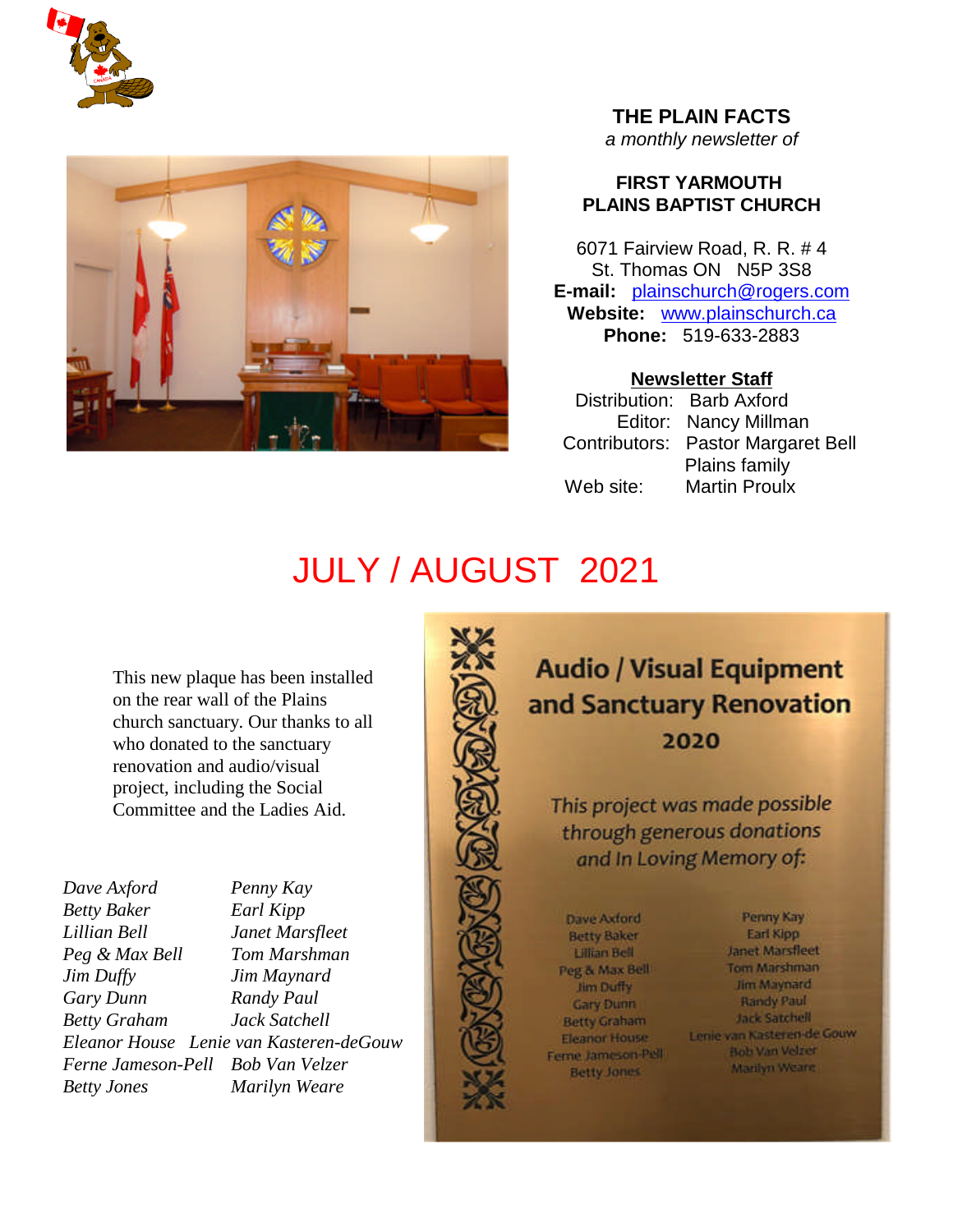# THE PLAIN FACTS

*a monthly newsletter of*

## FIRST YARMOUTH PLAINS BAPTIST CHURCH

6071 Fairview Road, R. R. # 4
St. Thomas ON N5P 3S8
**E-mail:** plainschurch@rogers.com
**Website:** www.plainschurch.ca
**Phone:** 519-633-2883

**Newsletter Staff**

Distribution: Barb Axford
Editor: Nancy Millman
Contributors: Pastor Margaret Bell
Plains family
Web site: Martin Proulx

# JULY / AUGUST 2021

This new plaque has been installed on the rear wall of the Plains church sanctuary. Our thanks to all who donated to the sanctuary renovation and audio/visual project, including the Social Committee and the Ladies Aid.

*Dave Axford* | *Penny Kay*
*Betty Baker* | *Earl Kipp*
*Lillian Bell* | *Janet Marsfleet*
*Peg & Max Bell* | *Tom Marshman*
*Jim Duffy* | *Jim Maynard*
*Gary Dunn* | *Randy Paul*
*Betty Graham* | *Jack Satchell*
*Eleanor House* | *Lenie van Kasteren-deGouw*
*Ferne Jameson-Pell* | *Bob Van Velzer*
*Betty Jones* | *Marilyn Weare*

**Audio / Visual Equipment and Sanctuary Renovation 2020**

*This project was made possible through generous donations and In Loving Memory of:*

Dave Axford, Betty Baker, Lillian Bell, Peg & Max Bell, Jim Duffy, Gary Dunn, Betty Graham, Eleanor House, Ferne Jameson-Pell, Betty Jones, Penny Kay, Earl Kipp, Janet Marsfleet, Tom Marshman, Jim Maynard, Randy Paul, Jack Satchell, Lenie van Kasteren-de Gouw, Bob Van Velzer, Marilyn Weare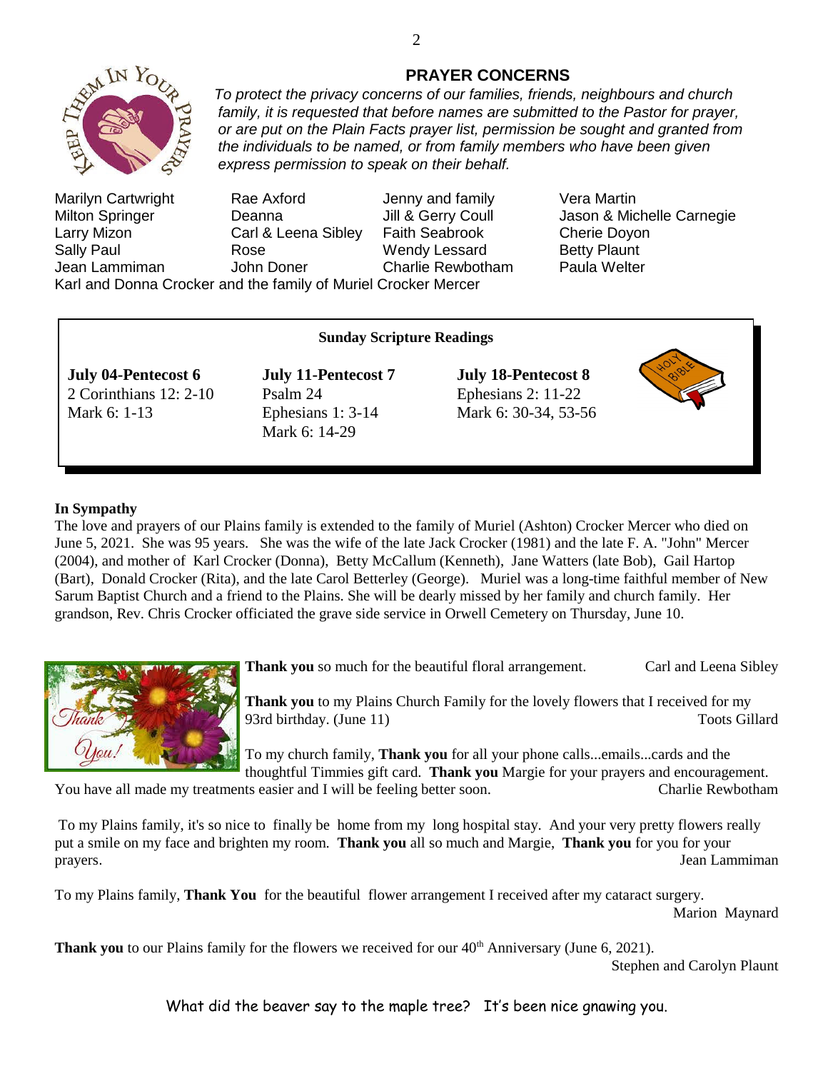## PRAYER CONCERNS

*To protect the privacy concerns of our families, friends, neighbours and church family, it is requested that before names are submitted to the Pastor for prayer, or are put on the Plain Facts prayer list, permission be sought and granted from the individuals to be named, or from family members who have been given express permission to speak on their behalf.*

| | | | |
|---|---|---|---|
| Marilyn Cartwright | Rae Axford | Jenny and family | Vera Martin |
| Milton Springer | Deanna | Jill & Gerry Coull | Jason & Michelle Carnegie |
| Larry Mizon | Carl & Leena Sibley | Faith Seabrook | Cherie Doyon |
| Sally Paul | Rose | Wendy Lessard | Betty Plaunt |
| Jean Lammiman | John Doner | Charlie Rewbotham | Paula Welter |

Karl and Donna Crocker and the family of Muriel Crocker Mercer

### Sunday Scripture Readings

**July 04-Pentecost 6**
2 Corinthians 12: 2-10
Mark 6: 1-13

**July 11-Pentecost 7**
Psalm 24
Ephesians 1: 3-14
Mark 6: 14-29

**July 18-Pentecost 8**
Ephesians 2: 11-22
Mark 6: 30-34, 53-56

**In Sympathy**

The love and prayers of our Plains family is extended to the family of Muriel (Ashton) Crocker Mercer who died on June 5, 2021. She was 95 years. She was the wife of the late Jack Crocker (1981) and the late F. A. "John" Mercer (2004), and mother of Karl Crocker (Donna), Betty McCallum (Kenneth), Jane Watters (late Bob), Gail Hartop (Bart), Donald Crocker (Rita), and the late Carol Betterley (George). Muriel was a long-time faithful member of New Sarum Baptist Church and a friend to the Plains. She will be dearly missed by her family and church family. Her grandson, Rev. Chris Crocker officiated the grave side service in Orwell Cemetery on Thursday, June 10.

**Thank you** so much for the beautiful floral arrangement. Carl and Leena Sibley

**Thank you** to my Plains Church Family for the lovely flowers that I received for my 93rd birthday. (June 11) Toots Gillard

To my church family, **Thank you** for all your phone calls...emails...cards and the thoughtful Timmies gift card. **Thank you** Margie for your prayers and encouragement. You have all made my treatments easier and I will be feeling better soon. Charlie Rewbotham

To my Plains family, it's so nice to finally be home from my long hospital stay. And your very pretty flowers really put a smile on my face and brighten my room. **Thank you** all so much and Margie, **Thank you** for you for your prayers. Jean Lammiman

To my Plains family, **Thank You** for the beautiful flower arrangement I received after my cataract surgery. Marion Maynard

**Thank you** to our Plains family for the flowers we received for our 40th Anniversary (June 6, 2021). Stephen and Carolyn Plaunt

What did the beaver say to the maple tree? It's been nice gnawing you.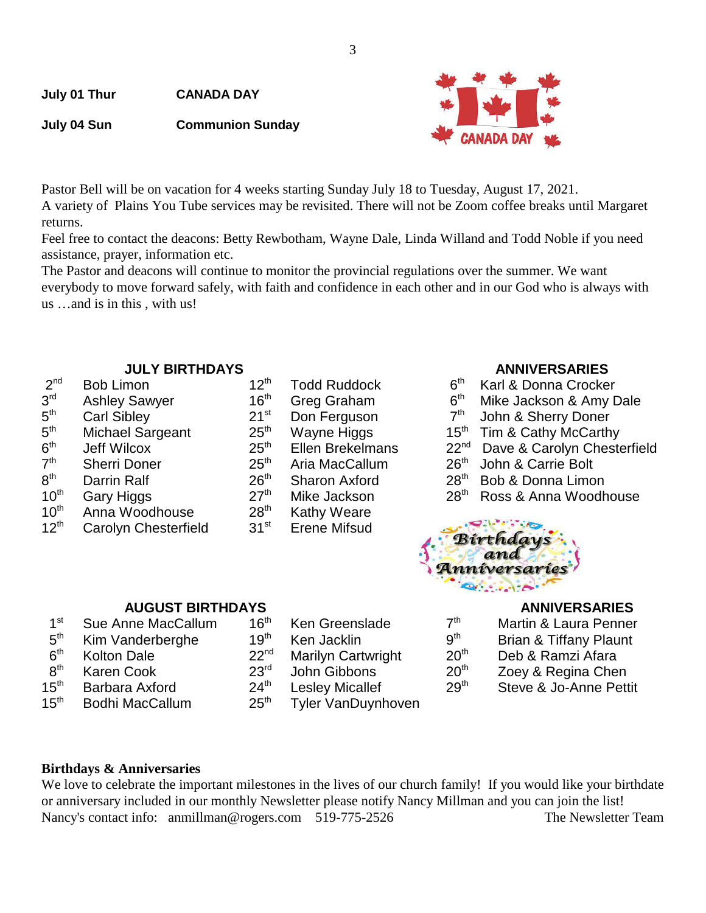**July 01 Thur** **CANADA DAY**

**July 04 Sun** **Communion Sunday**

Pastor Bell will be on vacation for 4 weeks starting Sunday July 18 to Tuesday, August 17, 2021.
A variety of Plains You Tube services may be revisited. There will not be Zoom coffee breaks until Margaret returns.
Feel free to contact the deacons: Betty Rewbotham, Wayne Dale, Linda Willand and Todd Noble if you need assistance, prayer, information etc.
The Pastor and deacons will continue to monitor the provincial regulations over the summer. We want everybody to move forward safely, with faith and confidence in each other and in our God who is always with us …and is in this , with us!

## JULY BIRTHDAYS

| | | | |
|---|---|---|---|
| 2nd | Bob Limon | 12th | Todd Ruddock |
| 3rd | Ashley Sawyer | 16th | Greg Graham |
| 5th | Carl Sibley | 21st | Don Ferguson |
| 5th | Michael Sargeant | 25th | Wayne Higgs |
| 6th | Jeff Wilcox | 25th | Ellen Brekelmans |
| 7th | Sherri Doner | 25th | Aria MacCallum |
| 8th | Darrin Ralf | 26th | Sharon Axford |
| 10th | Gary Higgs | 27th | Mike Jackson |
| 10th | Anna Woodhouse | 28th | Kathy Weare |
| 12th | Carolyn Chesterfield | 31st | Erene Mifsud |

## ANNIVERSARIES

| | |
|---|---|
| 6th | Karl & Donna Crocker |
| 6th | Mike Jackson & Amy Dale |
| 7th | John & Sherry Doner |
| 15th | Tim & Cathy McCarthy |
| 22nd | Dave & Carolyn Chesterfield |
| 26th | John & Carrie Bolt |
| 28th | Bob & Donna Limon |
| 28th | Ross & Anna Woodhouse |

## AUGUST BIRTHDAYS

| | | | |
|---|---|---|---|
| 1st | Sue Anne MacCallum | 16th | Ken Greenslade |
| 5th | Kim Vanderberghe | 19th | Ken Jacklin |
| 6th | Kolton Dale | 22nd | Marilyn Cartwright |
| 8th | Karen Cook | 23rd | John Gibbons |
| 15th | Barbara Axford | 24th | Lesley Micallef |
| 15th | Bodhi MacCallum | 25th | Tyler VanDuynhoven |

## ANNIVERSARIES

| | |
|---|---|
| 7th | Martin & Laura Penner |
| 9th | Brian & Tiffany Plaunt |
| 20th | Deb & Ramzi Afara |
| 20th | Zoey & Regina Chen |
| 29th | Steve & Jo-Anne Pettit |

**Birthdays & Anniversaries**

We love to celebrate the important milestones in the lives of our church family! If you would like your birthdate or anniversary included in our monthly Newsletter please notify Nancy Millman and you can join the list!
Nancy's contact info: anmillman@rogers.com 519-775-2526 The Newsletter Team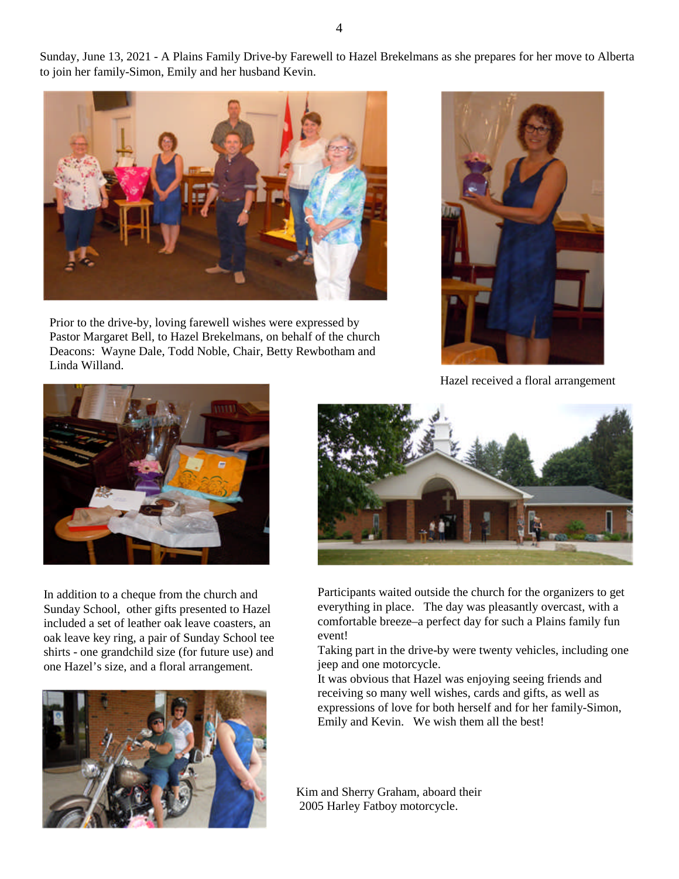Sunday, June 13, 2021 - A Plains Family Drive-by Farewell to Hazel Brekelmans as she prepares for her move to Alberta to join her family-Simon, Emily and her husband Kevin.

Prior to the drive-by, loving farewell wishes were expressed by Pastor Margaret Bell, to Hazel Brekelmans, on behalf of the church Deacons: Wayne Dale, Todd Noble, Chair, Betty Rewbotham and Linda Willand.

Hazel received a floral arrangement

In addition to a cheque from the church and Sunday School, other gifts presented to Hazel included a set of leather oak leave coasters, an oak leave key ring, a pair of Sunday School tee shirts - one grandchild size (for future use) and one Hazel's size, and a floral arrangement.

Participants waited outside the church for the organizers to get everything in place. The day was pleasantly overcast, with a comfortable breeze–a perfect day for such a Plains family fun event!

Taking part in the drive-by were twenty vehicles, including one jeep and one motorcycle.

It was obvious that Hazel was enjoying seeing friends and receiving so many well wishes, cards and gifts, as well as expressions of love for both herself and for her family-Simon, Emily and Kevin. We wish them all the best!

Kim and Sherry Graham, aboard their 2005 Harley Fatboy motorcycle.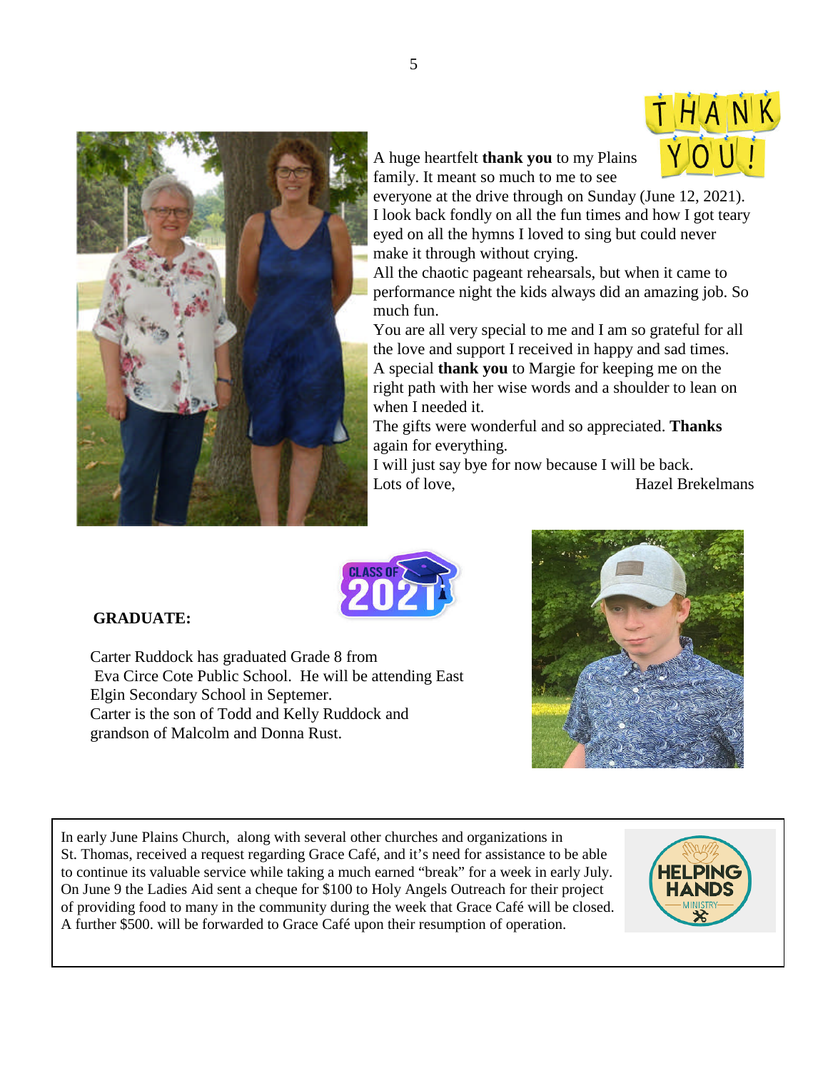A huge heartfelt **thank you** to my Plains family. It meant so much to me to see everyone at the drive through on Sunday (June 12, 2021). I look back fondly on all the fun times and how I got teary eyed on all the hymns I loved to sing but could never make it through without crying.

All the chaotic pageant rehearsals, but when it came to performance night the kids always did an amazing job. So much fun.

You are all very special to me and I am so grateful for all the love and support I received in happy and sad times.

A special **thank you** to Margie for keeping me on the right path with her wise words and a shoulder to lean on when I needed it.

The gifts were wonderful and so appreciated. **Thanks** again for everything.

I will just say bye for now because I will be back.

Lots of love,　　　　　　　　　Hazel Brekelmans

**GRADUATE:**

Carter Ruddock has graduated Grade 8 from Eva Circe Cote Public School. He will be attending East Elgin Secondary School in Septemer. Carter is the son of Todd and Kelly Ruddock and grandson of Malcolm and Donna Rust.

In early June Plains Church, along with several other churches and organizations in St. Thomas, received a request regarding Grace Café, and it's need for assistance to be able to continue its valuable service while taking a much earned "break" for a week in early July. On June 9 the Ladies Aid sent a cheque for $100 to Holy Angels Outreach for their project of providing food to many in the community during the week that Grace Café will be closed. A further $500. will be forwarded to Grace Café upon their resumption of operation.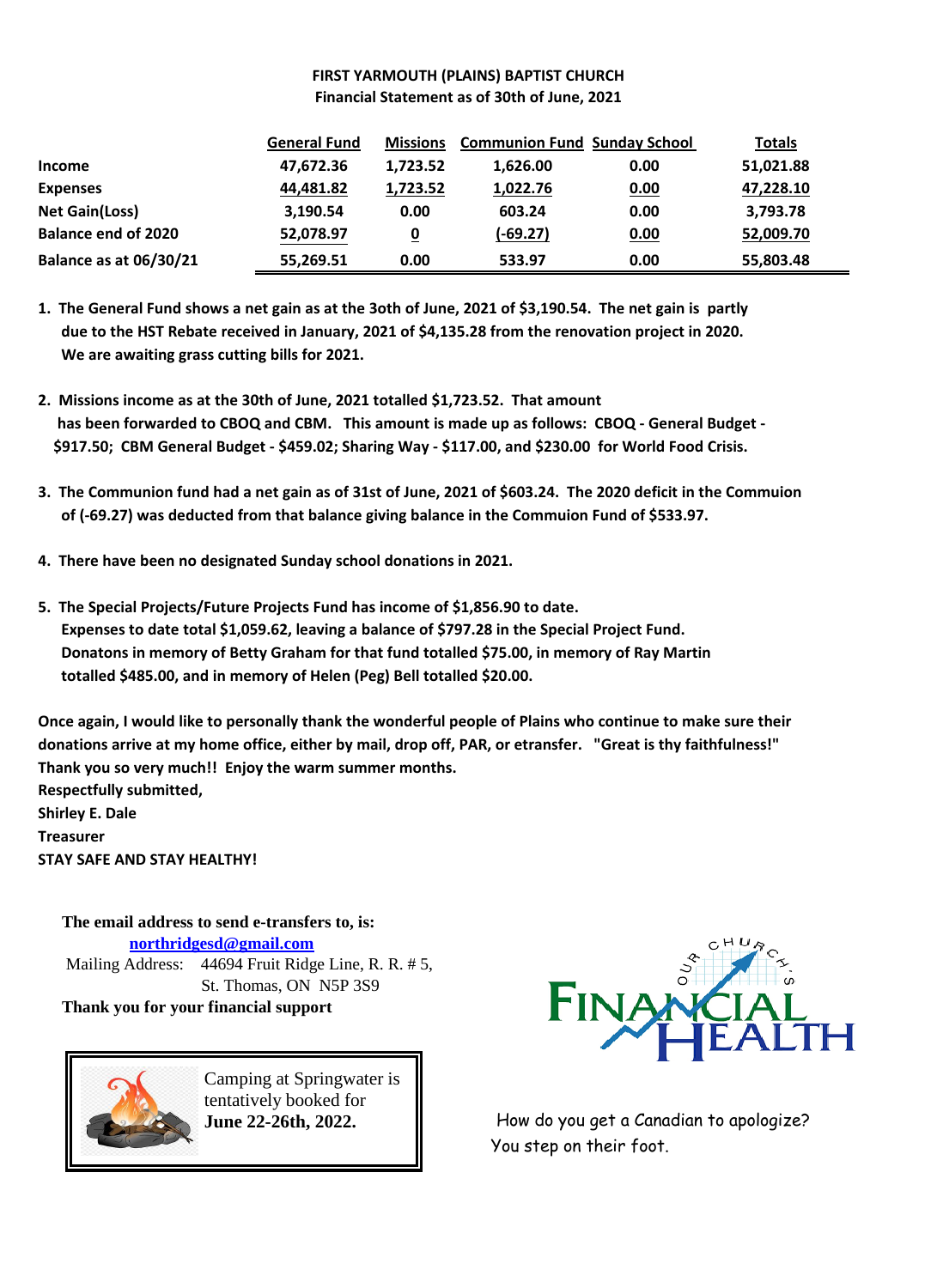# FIRST YARMOUTH (PLAINS) BAPTIST CHURCH

## Financial Statement as of 30th of June, 2021

| | General Fund | Missions | Communion Fund | Sunday School | Totals |
|---|---|---|---|---|---|
| **Income** | 47,672.36 | 1,723.52 | 1,626.00 | 0.00 | 51,021.88 |
| **Expenses** | 44,481.82 | 1,723.52 | 1,022.76 | 0.00 | 47,228.10 |
| **Net Gain(Loss)** | 3,190.54 | 0.00 | 603.24 | 0.00 | 3,793.78 |
| **Balance end of 2020** | 52,078.97 | 0 | (-69.27) | 0.00 | 52,009.70 |
| **Balance as at 06/30/21** | 55,269.51 | 0.00 | 533.97 | 0.00 | 55,803.48 |

1. **The General Fund shows a net gain as at the 3oth of June, 2021 of $3,190.54. The net gain is partly due to the HST Rebate received in January, 2021 of $4,135.28 from the renovation project in 2020. We are awaiting grass cutting bills for 2021.**

2. **Missions income as at the 30th of June, 2021 totalled $1,723.52. That amount has been forwarded to CBOQ and CBM. This amount is made up as follows: CBOQ - General Budget - $917.50; CBM General Budget - $459.02; Sharing Way - $117.00, and $230.00 for World Food Crisis.**

3. **The Communion fund had a net gain as of 31st of June, 2021 of $603.24. The 2020 deficit in the Commuion of (-69.27) was deducted from that balance giving balance in the Commuion Fund of $533.97.**

4. **There have been no designated Sunday school donations in 2021.**

5. **The Special Projects/Future Projects Fund has income of $1,856.90 to date. Expenses to date total $1,059.62, leaving a balance of $797.28 in the Special Project Fund. Donatons in memory of Betty Graham for that fund totalled $75.00, in memory of Ray Martin totalled $485.00, and in memory of Helen (Peg) Bell totalled $20.00.**

**Once again, I would like to personally thank the wonderful people of Plains who continue to make sure their donations arrive at my home office, either by mail, drop off, PAR, or etransfer. "Great is thy faithfulness!" Thank you so very much!! Enjoy the warm summer months.**

**Respectfully submitted,**
**Shirley E. Dale**
**Treasurer**
**STAY SAFE AND STAY HEALTHY!**

**The email address to send e-transfers to, is:**
**northridgesd@gmail.com**
Mailing Address: 44694 Fruit Ridge Line, R. R. # 5, St. Thomas, ON N5P 3S9
**Thank you for your financial support**

Camping at Springwater is tentatively booked for **June 22-26th, 2022.**

OUR CHURCH'S FINANCIAL HEALTH

How do you get a Canadian to apologize?
You step on their foot.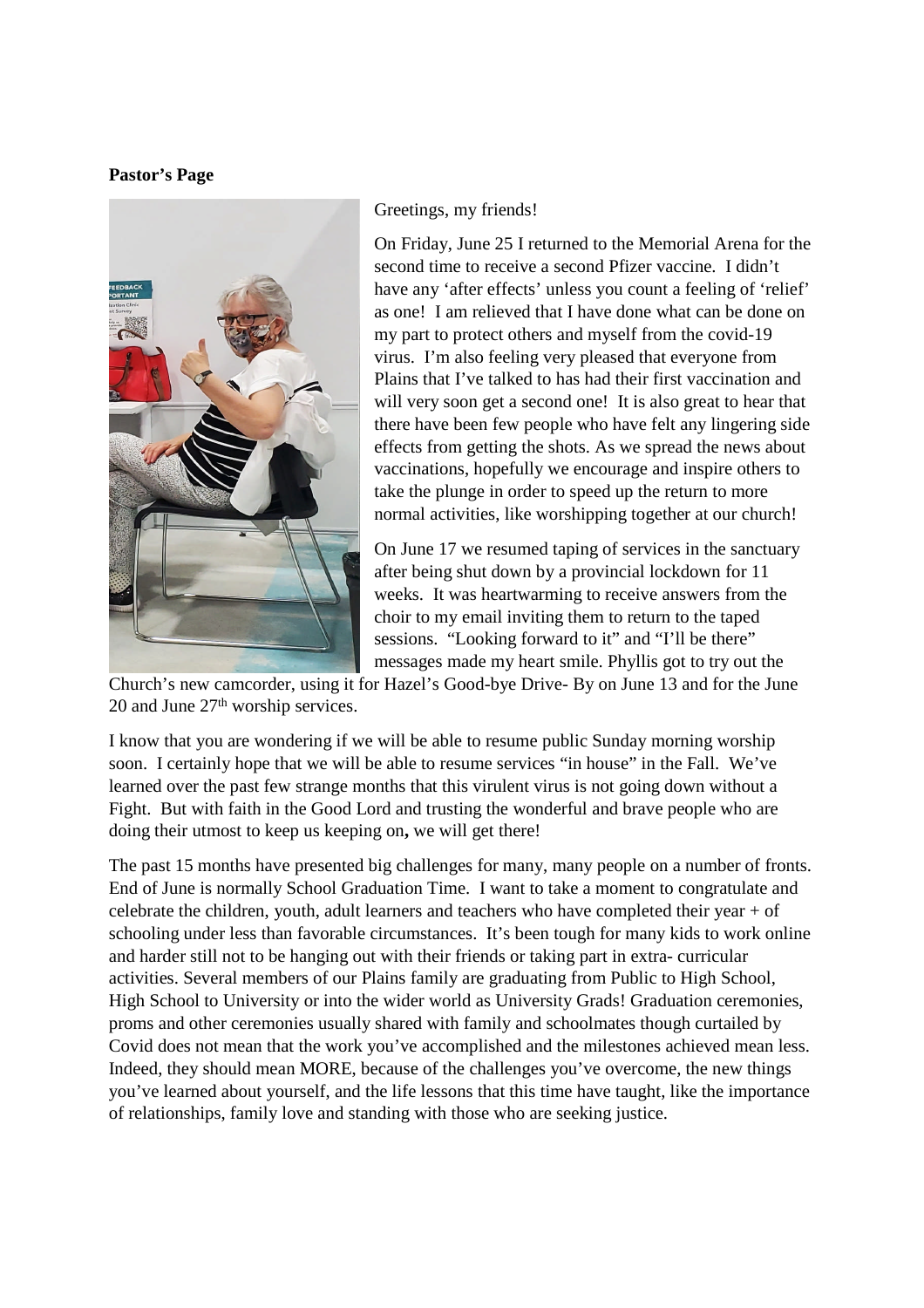**Pastor's Page**

Greetings, my friends!

On Friday, June 25 I returned to the Memorial Arena for the second time to receive a second Pfizer vaccine. I didn't have any 'after effects' unless you count a feeling of 'relief' as one! I am relieved that I have done what can be done on my part to protect others and myself from the covid-19 virus. I'm also feeling very pleased that everyone from Plains that I've talked to has had their first vaccination and will very soon get a second one! It is also great to hear that there have been few people who have felt any lingering side effects from getting the shots. As we spread the news about vaccinations, hopefully we encourage and inspire others to take the plunge in order to speed up the return to more normal activities, like worshipping together at our church!

On June 17 we resumed taping of services in the sanctuary after being shut down by a provincial lockdown for 11 weeks. It was heartwarming to receive answers from the choir to my email inviting them to return to the taped sessions. "Looking forward to it" and "I'll be there" messages made my heart smile. Phyllis got to try out the Church's new camcorder, using it for Hazel's Good-bye Drive- By on June 13 and for the June 20 and June 27th worship services.

I know that you are wondering if we will be able to resume public Sunday morning worship soon. I certainly hope that we will be able to resume services "in house" in the Fall. We've learned over the past few strange months that this virulent virus is not going down without a Fight. But with faith in the Good Lord and trusting the wonderful and brave people who are doing their utmost to keep us keeping on**,** we will get there!

The past 15 months have presented big challenges for many, many people on a number of fronts. End of June is normally School Graduation Time. I want to take a moment to congratulate and celebrate the children, youth, adult learners and teachers who have completed their year + of schooling under less than favorable circumstances. It's been tough for many kids to work online and harder still not to be hanging out with their friends or taking part in extra- curricular activities. Several members of our Plains family are graduating from Public to High School, High School to University or into the wider world as University Grads! Graduation ceremonies, proms and other ceremonies usually shared with family and schoolmates though curtailed by Covid does not mean that the work you've accomplished and the milestones achieved mean less. Indeed, they should mean MORE, because of the challenges you've overcome, the new things you've learned about yourself, and the life lessons that this time have taught, like the importance of relationships, family love and standing with those who are seeking justice.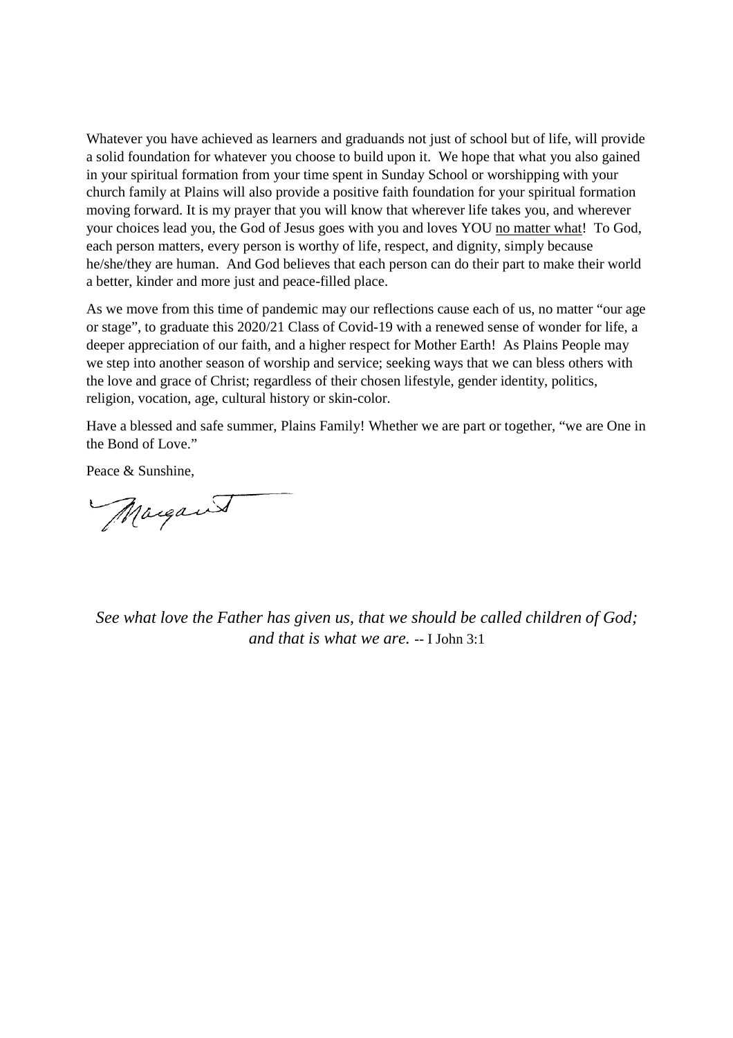Whatever you have achieved as learners and graduands not just of school but of life, will provide a solid foundation for whatever you choose to build upon it. We hope that what you also gained in your spiritual formation from your time spent in Sunday School or worshipping with your church family at Plains will also provide a positive faith foundation for your spiritual formation moving forward. It is my prayer that you will know that wherever life takes you, and wherever your choices lead you, the God of Jesus goes with you and loves YOU <u>no matter what</u>! To God, each person matters, every person is worthy of life, respect, and dignity, simply because he/she/they are human. And God believes that each person can do their part to make their world a better, kinder and more just and peace-filled place.

As we move from this time of pandemic may our reflections cause each of us, no matter "our age or stage", to graduate this 2020/21 Class of Covid-19 with a renewed sense of wonder for life, a deeper appreciation of our faith, and a higher respect for Mother Earth! As Plains People may we step into another season of worship and service; seeking ways that we can bless others with the love and grace of Christ; regardless of their chosen lifestyle, gender identity, politics, religion, vocation, age, cultural history or skin-color.

Have a blessed and safe summer, Plains Family! Whether we are part or together, "we are One in the Bond of Love."

Peace & Sunshine,

Margaret

*See what love the Father has given us, that we should be called children of God; and that is what we are.* -- I John 3:1